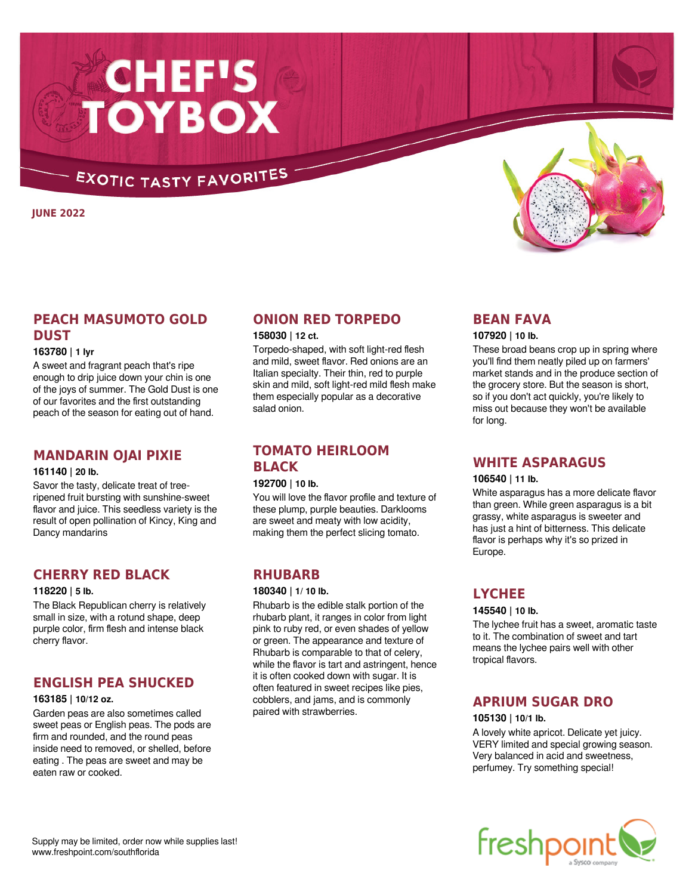# CHEF'S TOYBOX

EXOTIC TASTY FAVORITES

JUNE 2022

## PEACH MASUMOTO GOLD DUST

**163780** | **1 lyr**

A sweet and fragrant peach that's ripe enough to drip juice down your chin is one of the joys of summer. The Gold Dust is one of our favorites and the first outstanding peach of the season for eating out of hand.

## MANDARIN OJAI PIXIE

**161140** | **20 lb.**

Savor the tasty, delicate treat of tree-ripened fruit bursting with sunshine-sweet flavor and juice. This seedless variety is the result of open pollination of Kincy, King and Dancy mandarins

## CHERRY RED BLACK

**118220** | **5 lb.**

The Black Republican cherry is relatively small in size, with a rotund shape, deep purple color, firm flesh and intense black cherry flavor.

## ENGLISH PEA SHUCKED

**163185** | **10/12 oz.**

Garden peas are also sometimes called sweet peas or English peas. The pods are firm and rounded, and the round peas inside need to removed, or shelled, before eating . The peas are sweet and may be eaten raw or cooked.

## ONION RED TORPEDO

**158030** | **12 ct.**

Torpedo-shaped, with soft light-red flesh and mild, sweet flavor. Red onions are an Italian specialty. Their thin, red to purple skin and mild, soft light-red mild flesh make them especially popular as a decorative salad onion.

## TOMATO HEIRLOOM BLACK

**192700** | **10 lb.**

You will love the flavor profile and texture of these plump, purple beauties. Darklooms are sweet and meaty with low acidity, making them the perfect slicing tomato.

## RHUBARB

**180340** | **1/ 10 lb.**

Rhubarb is the edible stalk portion of the rhubarb plant, it ranges in color from light pink to ruby red, or even shades of yellow or green. The appearance and texture of Rhubarb is comparable to that of celery, while the flavor is tart and astringent, hence it is often cooked down with sugar. It is often featured in sweet recipes like pies, cobblers, and jams, and is commonly paired with strawberries.

## BEAN FAVA

**107920** | **10 lb.**

These broad beans crop up in spring where you'll find them neatly piled up on farmers' market stands and in the produce section of the grocery store. But the season is short, so if you don't act quickly, you're likely to miss out because they won't be available for long.

## WHITE ASPARAGUS

**106540** | **11 lb.**

White asparagus has a more delicate flavor than green. While green asparagus is a bit grassy, white asparagus is sweeter and has just a hint of bitterness. This delicate flavor is perhaps why it's so prized in Europe.

## LYCHEE

**145540** | **10 lb.**

The lychee fruit has a sweet, aromatic taste to it. The combination of sweet and tart means the lychee pairs well with other tropical flavors.

## APRIUM SUGAR DRO

**105130** | **10/1 lb.**

A lovely white apricot. Delicate yet juicy. VERY limited and special growing season. Very balanced in acid and sweetness, perfumey. Try something special!

Supply may be limited, order now while supplies last!
www.freshpoint.com/southflorida

freshpoint a Sysco company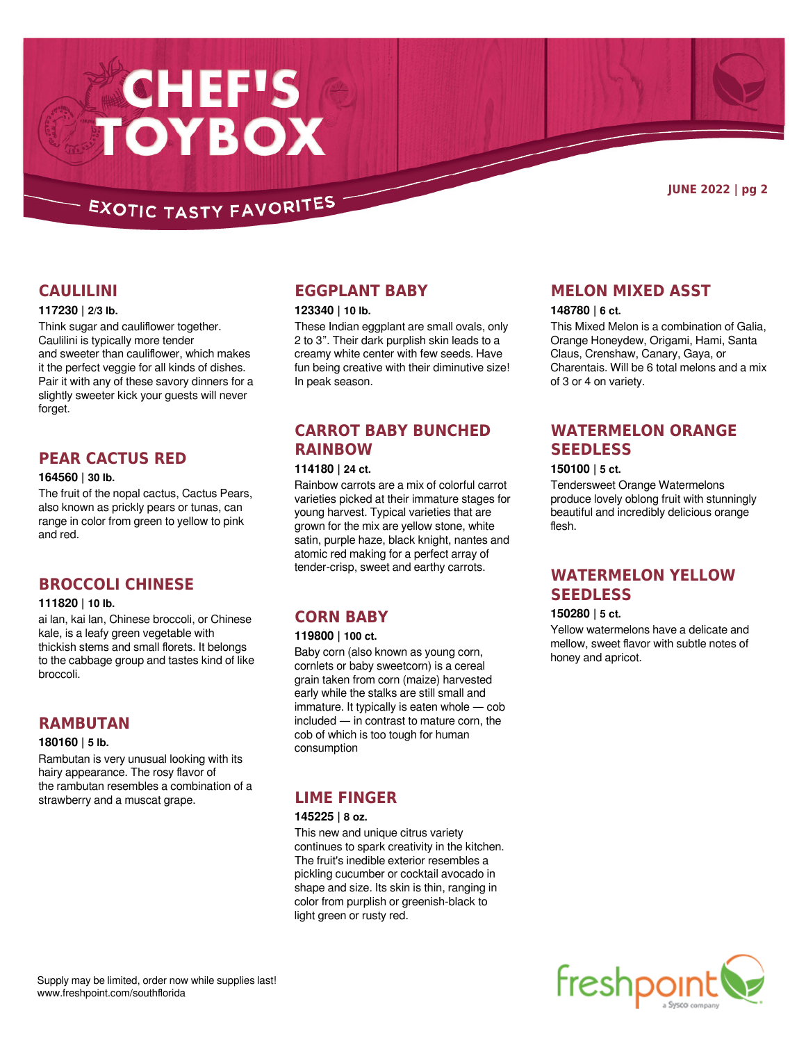# CHEF'S TOYBOX

EXOTIC TASTY FAVORITES

JUNE 2022 | pg 2

## CAULILINI

**117230 | 2/3 lb.**

Think sugar and cauliflower together. Caulilini is typically more tender and sweeter than cauliflower, which makes it the perfect veggie for all kinds of dishes. Pair it with any of these savory dinners for a slightly sweeter kick your guests will never forget.

## PEAR CACTUS RED

**164560 | 30 lb.**

The fruit of the nopal cactus, Cactus Pears, also known as prickly pears or tunas, can range in color from green to yellow to pink and red.

## BROCCOLI CHINESE

**111820 | 10 lb.**

ai lan, kai lan, Chinese broccoli, or Chinese kale, is a leafy green vegetable with thickish stems and small florets. It belongs to the cabbage group and tastes kind of like broccoli.

## RAMBUTAN

**180160 | 5 lb.**

Rambutan is very unusual looking with its hairy appearance. The rosy flavor of the rambutan resembles a combination of a strawberry and a muscat grape.

## EGGPLANT BABY

**123340 | 10 lb.**

These Indian eggplant are small ovals, only 2 to 3". Their dark purplish skin leads to a creamy white center with few seeds. Have fun being creative with their diminutive size! In peak season.

## CARROT BABY BUNCHED RAINBOW

**114180 | 24 ct.**

Rainbow carrots are a mix of colorful carrot varieties picked at their immature stages for young harvest. Typical varieties that are grown for the mix are yellow stone, white satin, purple haze, black knight, nantes and atomic red making for a perfect array of tender-crisp, sweet and earthy carrots.

## CORN BABY

**119800 | 100 ct.**

Baby corn (also known as young corn, cornlets or baby sweetcorn) is a cereal grain taken from corn (maize) harvested early while the stalks are still small and immature. It typically is eaten whole — cob included — in contrast to mature corn, the cob of which is too tough for human consumption

## LIME FINGER

**145225 | 8 oz.**

This new and unique citrus variety continues to spark creativity in the kitchen. The fruit's inedible exterior resembles a pickling cucumber or cocktail avocado in shape and size. Its skin is thin, ranging in color from purplish or greenish-black to light green or rusty red.

## MELON MIXED ASST

**148780 | 6 ct.**

This Mixed Melon is a combination of Galia, Orange Honeydew, Origami, Hami, Santa Claus, Crenshaw, Canary, Gaya, or Charentais. Will be 6 total melons and a mix of 3 or 4 on variety.

## WATERMELON ORANGE SEEDLESS

**150100 | 5 ct.**

Tendersweet Orange Watermelons produce lovely oblong fruit with stunningly beautiful and incredibly delicious orange flesh.

## WATERMELON YELLOW SEEDLESS

**150280 | 5 ct.**

Yellow watermelons have a delicate and mellow, sweet flavor with subtle notes of honey and apricot.

Supply may be limited, order now while supplies last!
www.freshpoint.com/southflorida

freshpoint a Sysco company